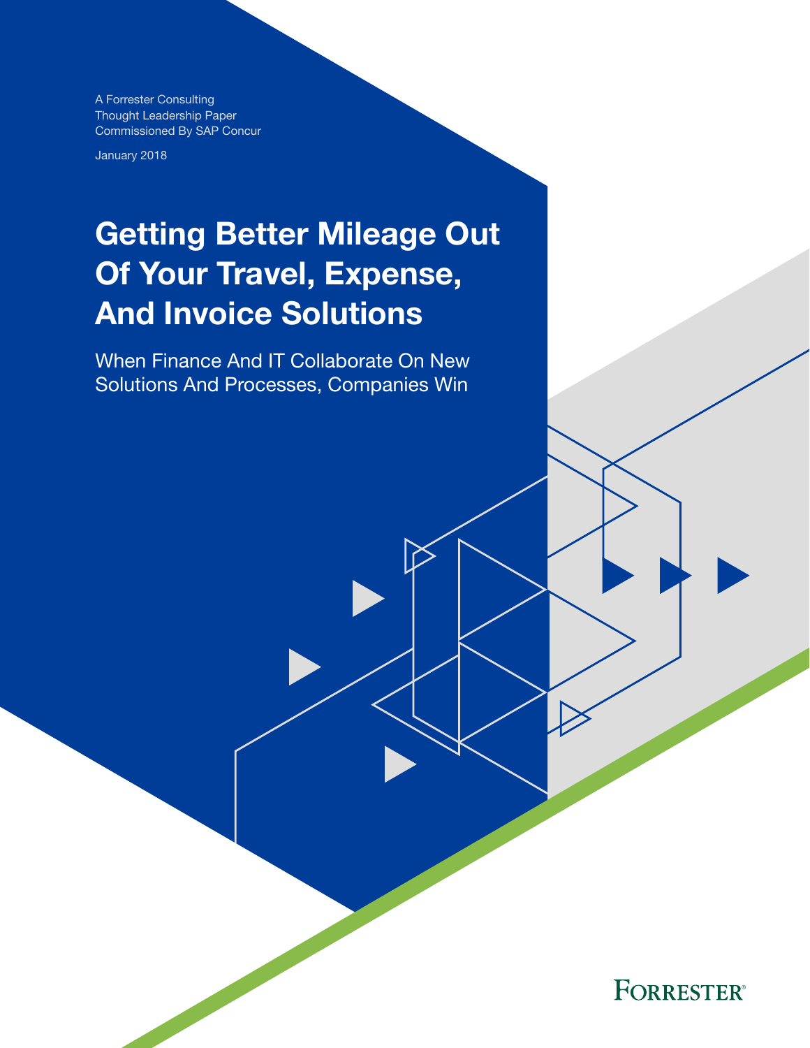A Forrester Consulting
Thought Leadership Paper
Commissioned By SAP Concur

January 2018

# Getting Better Mileage Out Of Your Travel, Expense, And Invoice Solutions

## When Finance And IT Collaborate On New Solutions And Processes, Companies Win

FORRESTER®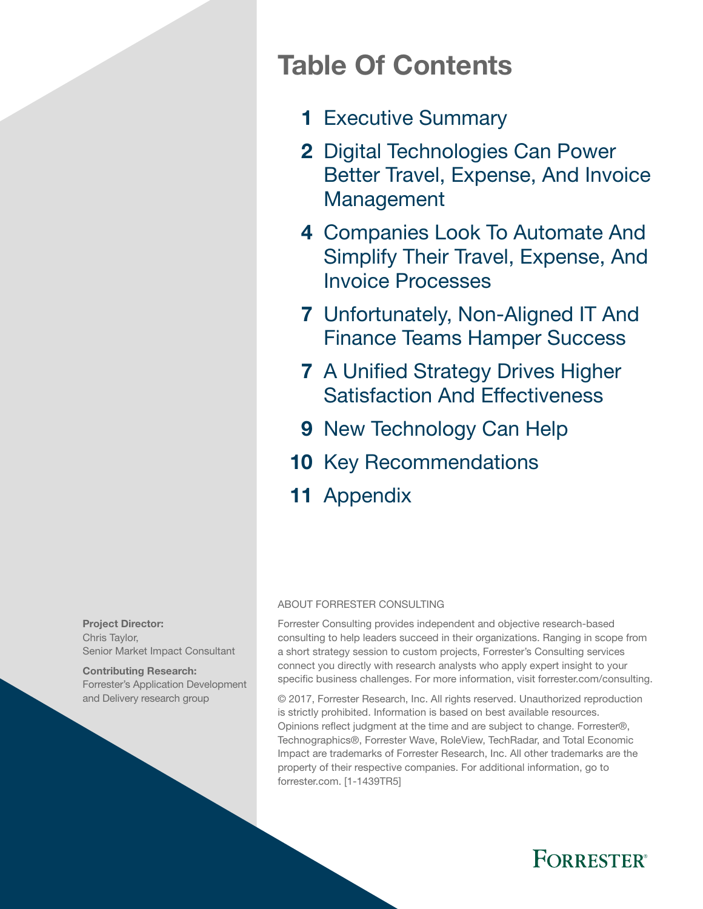# Table Of Contents

1 Executive Summary

2 Digital Technologies Can Power Better Travel, Expense, And Invoice Management

4 Companies Look To Automate And Simplify Their Travel, Expense, And Invoice Processes

7 Unfortunately, Non-Aligned IT And Finance Teams Hamper Success

7 A Unified Strategy Drives Higher Satisfaction And Effectiveness

9 New Technology Can Help

10 Key Recommendations

11 Appendix

**Project Director:**
Chris Taylor,
Senior Market Impact Consultant

**Contributing Research:**
Forrester's Application Development and Delivery research group

ABOUT FORRESTER CONSULTING

Forrester Consulting provides independent and objective research-based consulting to help leaders succeed in their organizations. Ranging in scope from a short strategy session to custom projects, Forrester's Consulting services connect you directly with research analysts who apply expert insight to your specific business challenges. For more information, visit forrester.com/consulting.

© 2017, Forrester Research, Inc. All rights reserved. Unauthorized reproduction is strictly prohibited. Information is based on best available resources. Opinions reflect judgment at the time and are subject to change. Forrester®, Technographics®, Forrester Wave, RoleView, TechRadar, and Total Economic Impact are trademarks of Forrester Research, Inc. All other trademarks are the property of their respective companies. For additional information, go to forrester.com. [1-1439TR5]

FORRESTER®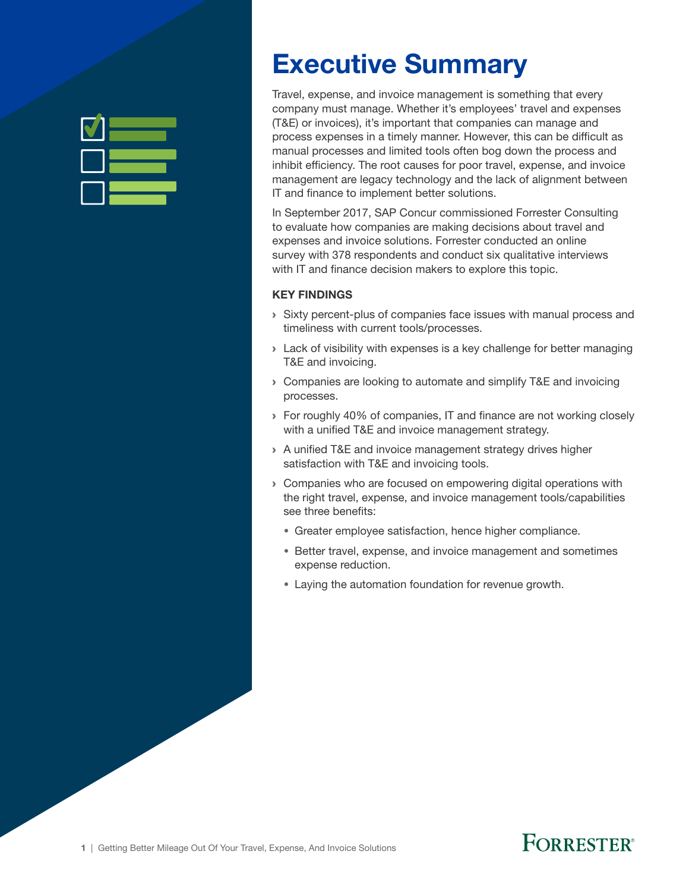# Executive Summary

Travel, expense, and invoice management is something that every company must manage. Whether it's employees' travel and expenses (T&E) or invoices), it's important that companies can manage and process expenses in a timely manner. However, this can be difficult as manual processes and limited tools often bog down the process and inhibit efficiency. The root causes for poor travel, expense, and invoice management are legacy technology and the lack of alignment between IT and finance to implement better solutions.

In September 2017, SAP Concur commissioned Forrester Consulting to evaluate how companies are making decisions about travel and expenses and invoice solutions. Forrester conducted an online survey with 378 respondents and conduct six qualitative interviews with IT and finance decision makers to explore this topic.

**KEY FINDINGS**

- Sixty percent-plus of companies face issues with manual process and timeliness with current tools/processes.
- Lack of visibility with expenses is a key challenge for better managing T&E and invoicing.
- Companies are looking to automate and simplify T&E and invoicing processes.
- For roughly 40% of companies, IT and finance are not working closely with a unified T&E and invoice management strategy.
- A unified T&E and invoice management strategy drives higher satisfaction with T&E and invoicing tools.
- Companies who are focused on empowering digital operations with the right travel, expense, and invoice management tools/capabilities see three benefits:
  - Greater employee satisfaction, hence higher compliance.
  - Better travel, expense, and invoice management and sometimes expense reduction.
  - Laying the automation foundation for revenue growth.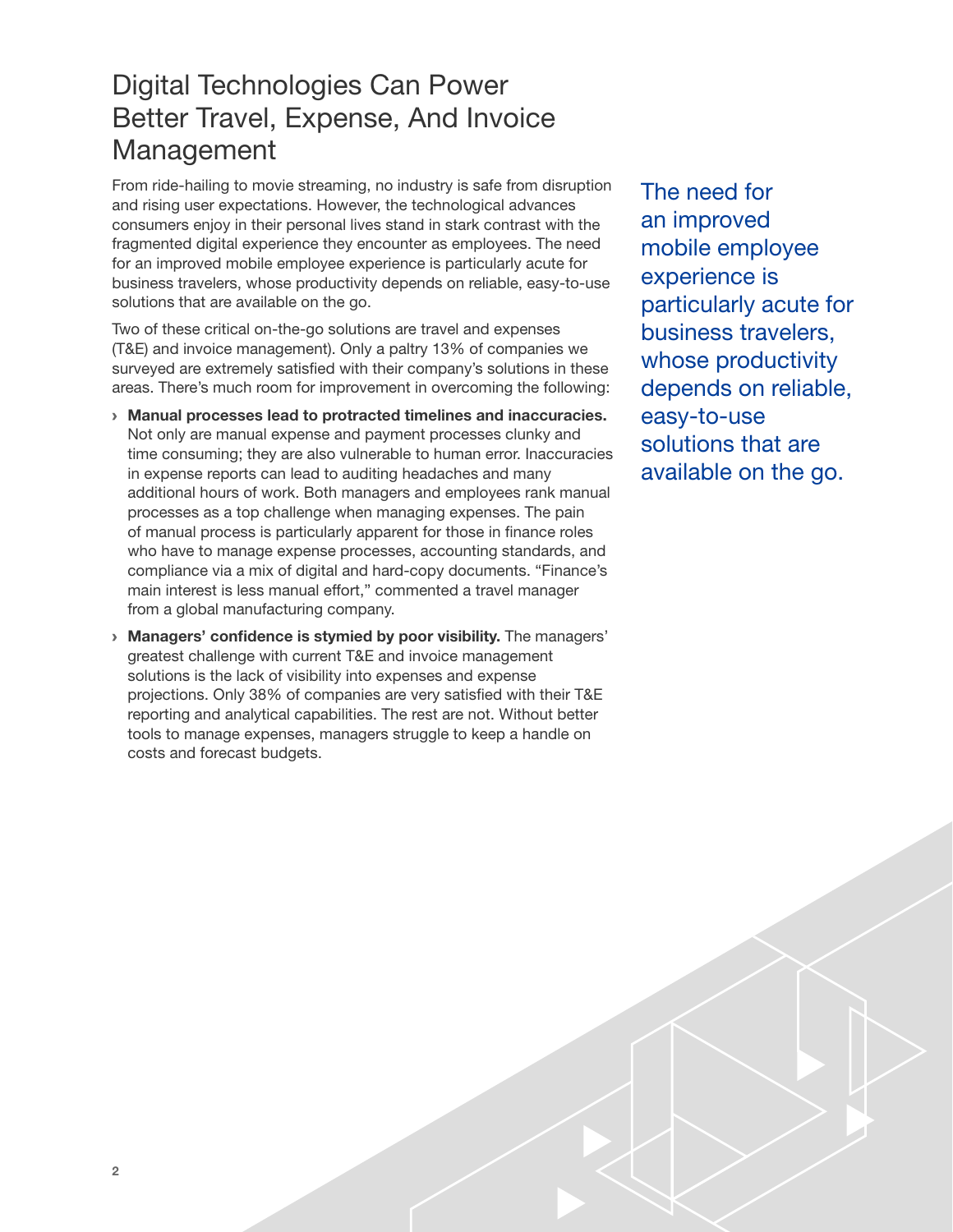# Digital Technologies Can Power Better Travel, Expense, And Invoice Management

From ride-hailing to movie streaming, no industry is safe from disruption and rising user expectations. However, the technological advances consumers enjoy in their personal lives stand in stark contrast with the fragmented digital experience they encounter as employees. The need for an improved mobile employee experience is particularly acute for business travelers, whose productivity depends on reliable, easy-to-use solutions that are available on the go.

Two of these critical on-the-go solutions are travel and expenses (T&E) and invoice management). Only a paltry 13% of companies we surveyed are extremely satisfied with their company's solutions in these areas. There's much room for improvement in overcoming the following:

- **Manual processes lead to protracted timelines and inaccuracies.** Not only are manual expense and payment processes clunky and time consuming; they are also vulnerable to human error. Inaccuracies in expense reports can lead to auditing headaches and many additional hours of work. Both managers and employees rank manual processes as a top challenge when managing expenses. The pain of manual process is particularly apparent for those in finance roles who have to manage expense processes, accounting standards, and compliance via a mix of digital and hard-copy documents. "Finance's main interest is less manual effort," commented a travel manager from a global manufacturing company.
- **Managers' confidence is stymied by poor visibility.** The managers' greatest challenge with current T&E and invoice management solutions is the lack of visibility into expenses and expense projections. Only 38% of companies are very satisfied with their T&E reporting and analytical capabilities. The rest are not. Without better tools to manage expenses, managers struggle to keep a handle on costs and forecast budgets.

The need for an improved mobile employee experience is particularly acute for business travelers, whose productivity depends on reliable, easy-to-use solutions that are available on the go.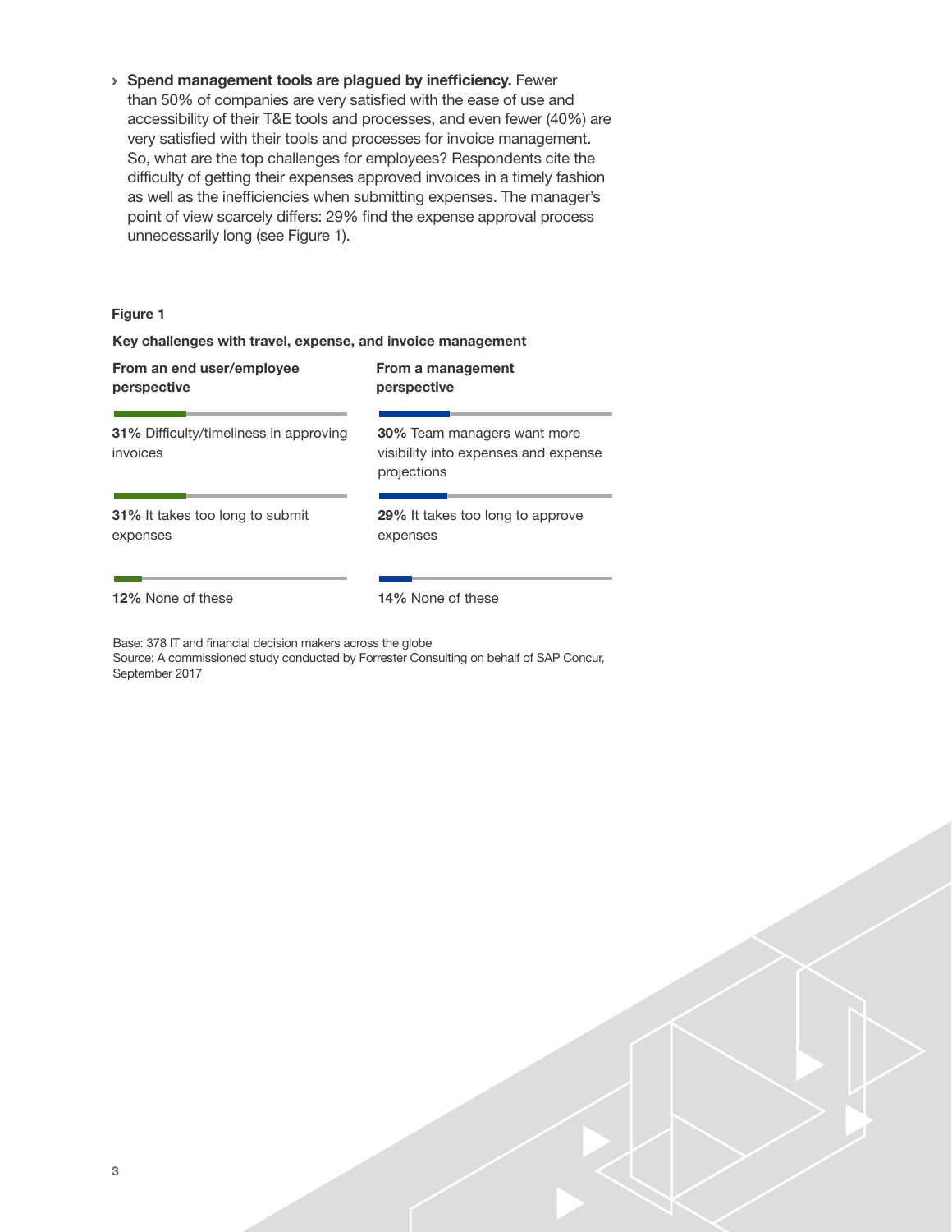› **Spend management tools are plagued by inefficiency.** Fewer than 50% of companies are very satisfied with the ease of use and accessibility of their T&E tools and processes, and even fewer (40%) are very satisfied with their tools and processes for invoice management. So, what are the top challenges for employees? Respondents cite the difficulty of getting their expenses approved invoices in a timely fashion as well as the inefficiencies when submitting expenses. The manager's point of view scarcely differs: 29% find the expense approval process unnecessarily long (see Figure 1).

**Figure 1**

**Key challenges with travel, expense, and invoice management**

| From an end user/employee perspective | From a management perspective |
|---|---|
| **31%** Difficulty/timeliness in approving invoices | **30%** Team managers want more visibility into expenses and expense projections |
| **31%** It takes too long to submit expenses | **29%** It takes too long to approve expenses |
| **12%** None of these | **14%** None of these |

Base: 378 IT and financial decision makers across the globe
Source: A commissioned study conducted by Forrester Consulting on behalf of SAP Concur, September 2017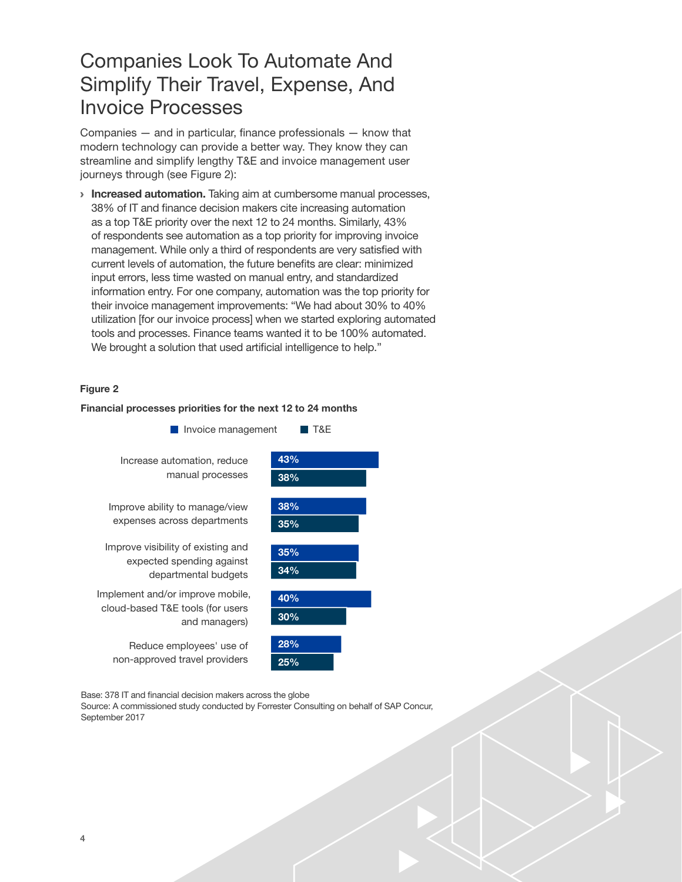# Companies Look To Automate And Simplify Their Travel, Expense, And Invoice Processes

Companies — and in particular, finance professionals — know that modern technology can provide a better way. They know they can streamline and simplify lengthy T&E and invoice management user journeys through (see Figure 2):

› **Increased automation.** Taking aim at cumbersome manual processes, 38% of IT and finance decision makers cite increasing automation as a top T&E priority over the next 12 to 24 months. Similarly, 43% of respondents see automation as a top priority for improving invoice management. While only a third of respondents are very satisfied with current levels of automation, the future benefits are clear: minimized input errors, less time wasted on manual entry, and standardized information entry. For one company, automation was the top priority for their invoice management improvements: "We had about 30% to 40% utilization [for our invoice process] when we started exploring automated tools and processes. Finance teams wanted it to be 100% automated. We brought a solution that used artificial intelligence to help."

**Figure 2**

**Financial processes priorities for the next 12 to 24 months**

| | Invoice management | T&E |
|---|---|---|
| Increase automation, reduce manual processes | 43% | 38% |
| Improve ability to manage/view expenses across departments | 38% | 35% |
| Improve visibility of existing and expected spending against departmental budgets | 35% | 34% |
| Implement and/or improve mobile, cloud-based T&E tools (for users and managers) | 40% | 30% |
| Reduce employees' use of non-approved travel providers | 28% | 25% |

Base: 378 IT and financial decision makers across the globe
Source: A commissioned study conducted by Forrester Consulting on behalf of SAP Concur, September 2017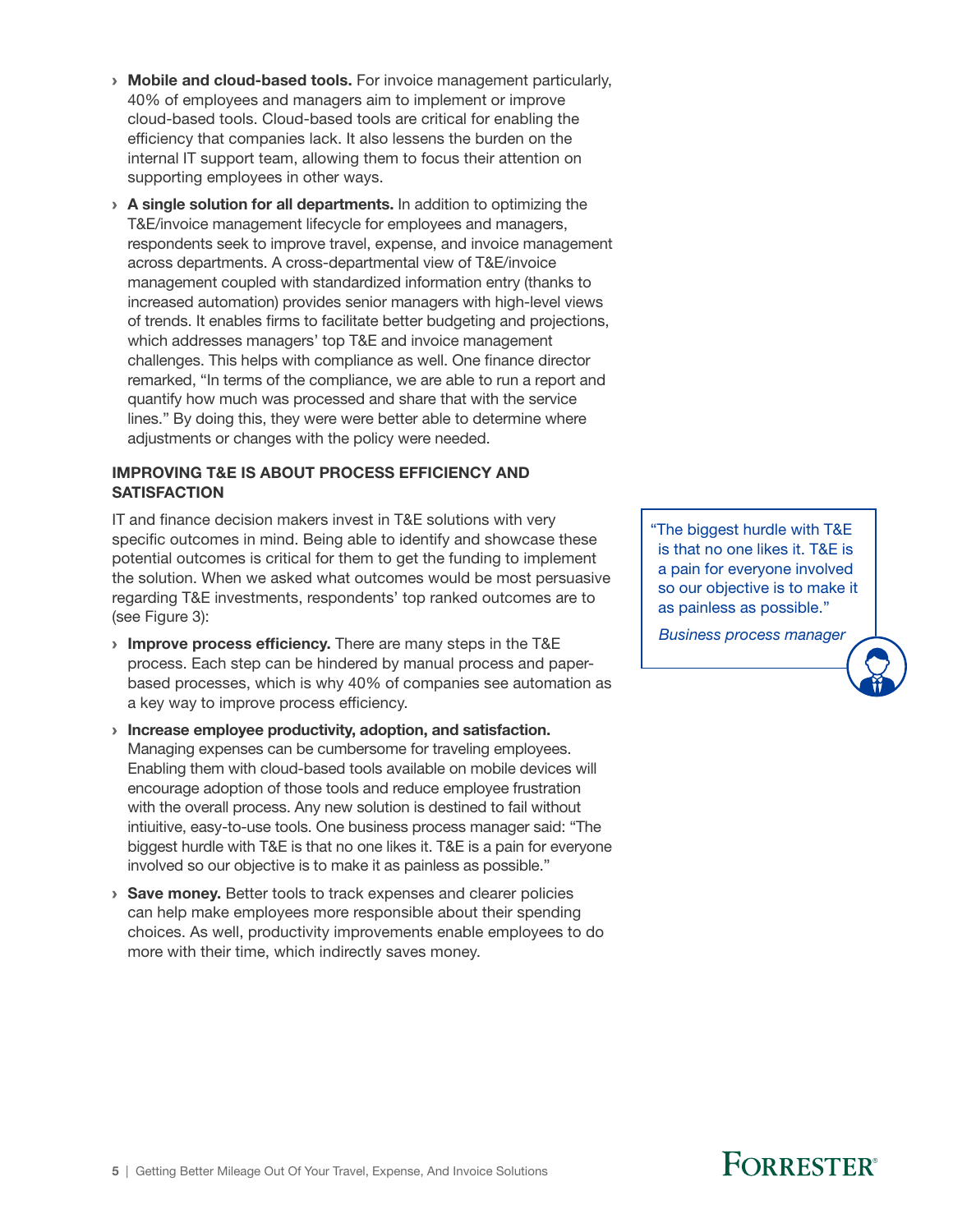- **Mobile and cloud-based tools.** For invoice management particularly, 40% of employees and managers aim to implement or improve cloud-based tools. Cloud-based tools are critical for enabling the efficiency that companies lack. It also lessens the burden on the internal IT support team, allowing them to focus their attention on supporting employees in other ways.
- **A single solution for all departments.** In addition to optimizing the T&E/invoice management lifecycle for employees and managers, respondents seek to improve travel, expense, and invoice management across departments. A cross-departmental view of T&E/invoice management coupled with standardized information entry (thanks to increased automation) provides senior managers with high-level views of trends. It enables firms to facilitate better budgeting and projections, which addresses managers' top T&E and invoice management challenges. This helps with compliance as well. One finance director remarked, "In terms of the compliance, we are able to run a report and quantify how much was processed and share that with the service lines." By doing this, they were were better able to determine where adjustments or changes with the policy were needed.

### IMPROVING T&E IS ABOUT PROCESS EFFICIENCY AND SATISFACTION

IT and finance decision makers invest in T&E solutions with very specific outcomes in mind. Being able to identify and showcase these potential outcomes is critical for them to get the funding to implement the solution. When we asked what outcomes would be most persuasive regarding T&E investments, respondents' top ranked outcomes are to (see Figure 3):

- **Improve process efficiency.** There are many steps in the T&E process. Each step can be hindered by manual process and paper-based processes, which is why 40% of companies see automation as a key way to improve process efficiency.
- **Increase employee productivity, adoption, and satisfaction.** Managing expenses can be cumbersome for traveling employees. Enabling them with cloud-based tools available on mobile devices will encourage adoption of those tools and reduce employee frustration with the overall process. Any new solution is destined to fail without intiuitive, easy-to-use tools. One business process manager said: "The biggest hurdle with T&E is that no one likes it. T&E is a pain for everyone involved so our objective is to make it as painless as possible."
- **Save money.** Better tools to track expenses and clearer policies can help make employees more responsible about their spending choices. As well, productivity improvements enable employees to do more with their time, which indirectly saves money.

> "The biggest hurdle with T&E is that no one likes it. T&E is a pain for everyone involved so our objective is to make it as painless as possible."
>
> *Business process manager*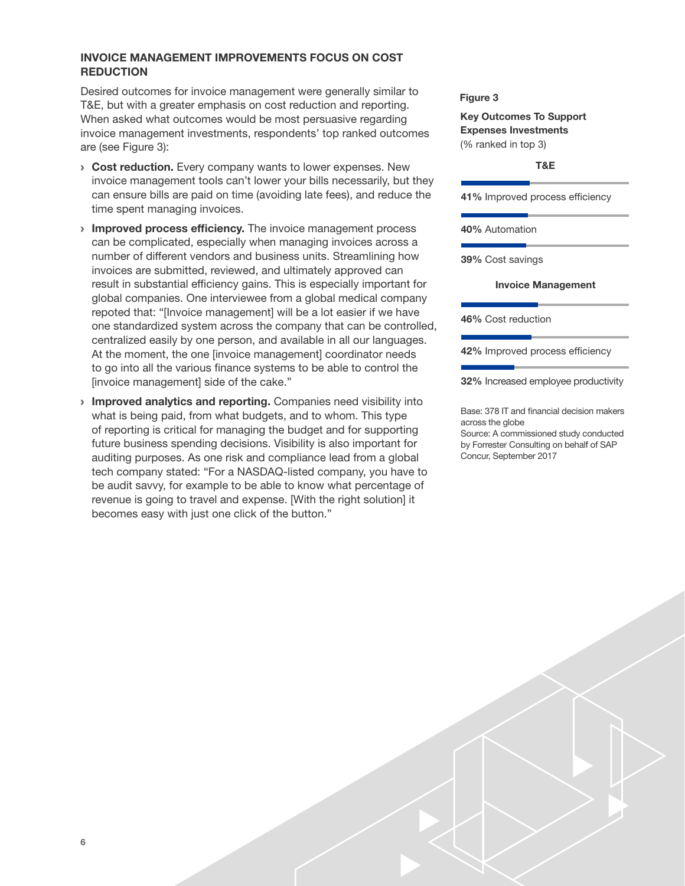## INVOICE MANAGEMENT IMPROVEMENTS FOCUS ON COST REDUCTION

Desired outcomes for invoice management were generally similar to T&E, but with a greater emphasis on cost reduction and reporting. When asked what outcomes would be most persuasive regarding invoice management investments, respondents' top ranked outcomes are (see Figure 3):

- **Cost reduction.** Every company wants to lower expenses. New invoice management tools can't lower your bills necessarily, but they can ensure bills are paid on time (avoiding late fees), and reduce the time spent managing invoices.
- **Improved process efficiency.** The invoice management process can be complicated, especially when managing invoices across a number of different vendors and business units. Streamlining how invoices are submitted, reviewed, and ultimately approved can result in substantial efficiency gains. This is especially important for global companies. One interviewee from a global medical company repoted that: "[Invoice management] will be a lot easier if we have one standardized system across the company that can be controlled, centralized easily by one person, and available in all our languages. At the moment, the one [invoice management] coordinator needs to go into all the various finance systems to be able to control the [invoice management] side of the cake."
- **Improved analytics and reporting.** Companies need visibility into what is being paid, from what budgets, and to whom. This type of reporting is critical for managing the budget and for supporting future business spending decisions. Visibility is also important for auditing purposes. As one risk and compliance lead from a global tech company stated: "For a NASDAQ-listed company, you have to be audit savvy, for example to be able to know what percentage of revenue is going to travel and expense. [With the right solution] it becomes easy with just one click of the button."

**Figure 3**

**Key Outcomes To Support Expenses Investments**
(% ranked in top 3)

**T&E**

**41%** Improved process efficiency

**40%** Automation

**39%** Cost savings

**Invoice Management**

**46%** Cost reduction

**42%** Improved process efficiency

**32%** Increased employee productivity

Base: 378 IT and financial decision makers across the globe
Source: A commissioned study conducted by Forrester Consulting on behalf of SAP Concur, September 2017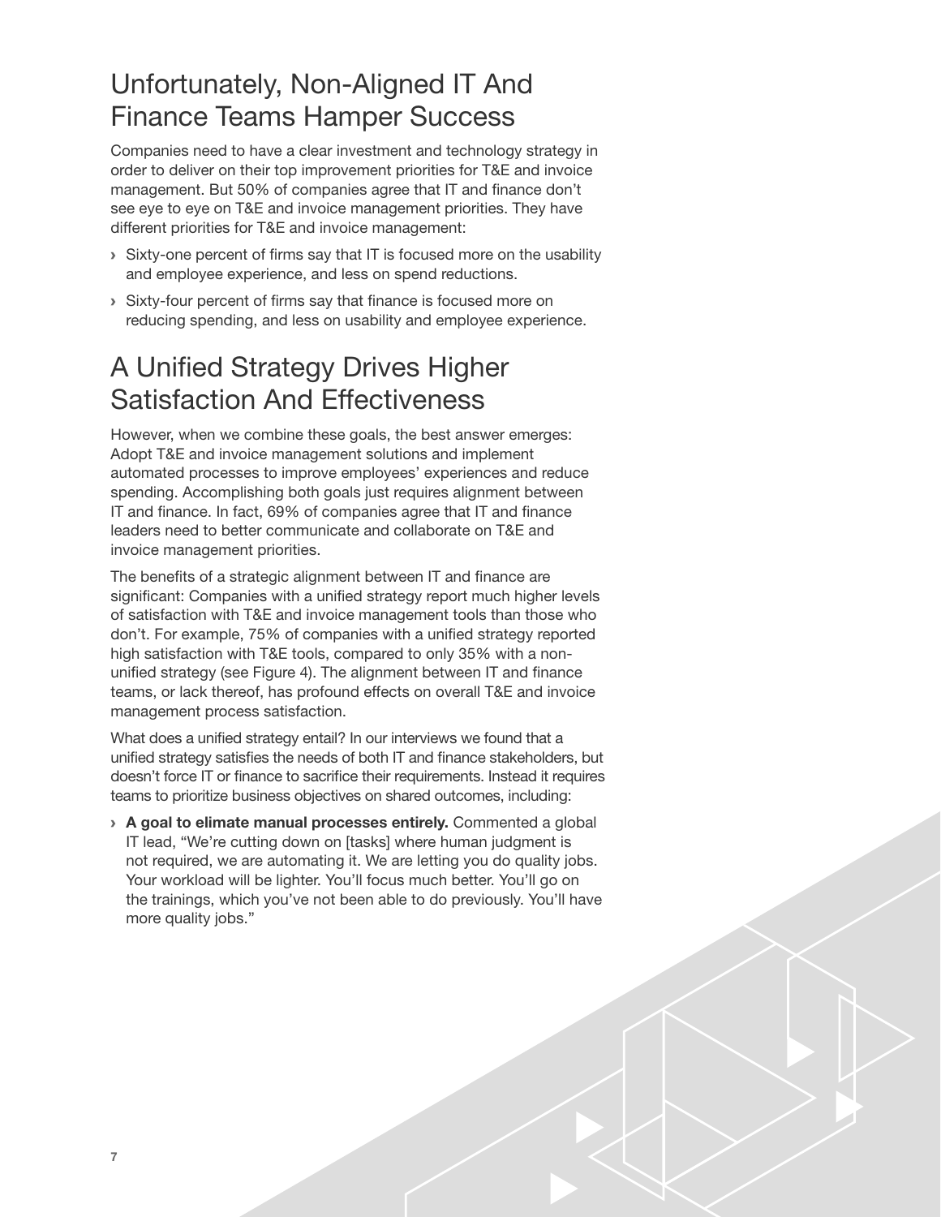## Unfortunately, Non-Aligned IT And Finance Teams Hamper Success

Companies need to have a clear investment and technology strategy in order to deliver on their top improvement priorities for T&E and invoice management. But 50% of companies agree that IT and finance don't see eye to eye on T&E and invoice management priorities. They have different priorities for T&E and invoice management:

- Sixty-one percent of firms say that IT is focused more on the usability and employee experience, and less on spend reductions.
- Sixty-four percent of firms say that finance is focused more on reducing spending, and less on usability and employee experience.

## A Unified Strategy Drives Higher Satisfaction And Effectiveness

However, when we combine these goals, the best answer emerges: Adopt T&E and invoice management solutions and implement automated processes to improve employees' experiences and reduce spending. Accomplishing both goals just requires alignment between IT and finance. In fact, 69% of companies agree that IT and finance leaders need to better communicate and collaborate on T&E and invoice management priorities.

The benefits of a strategic alignment between IT and finance are significant: Companies with a unified strategy report much higher levels of satisfaction with T&E and invoice management tools than those who don't. For example, 75% of companies with a unified strategy reported high satisfaction with T&E tools, compared to only 35% with a non-unified strategy (see Figure 4). The alignment between IT and finance teams, or lack thereof, has profound effects on overall T&E and invoice management process satisfaction.

What does a unified strategy entail? In our interviews we found that a unified strategy satisfies the needs of both IT and finance stakeholders, but doesn't force IT or finance to sacrifice their requirements. Instead it requires teams to prioritize business objectives on shared outcomes, including:

- **A goal to elimate manual processes entirely.** Commented a global IT lead, "We're cutting down on [tasks] where human judgment is not required, we are automating it. We are letting you do quality jobs. Your workload will be lighter. You'll focus much better. You'll go on the trainings, which you've not been able to do previously. You'll have more quality jobs."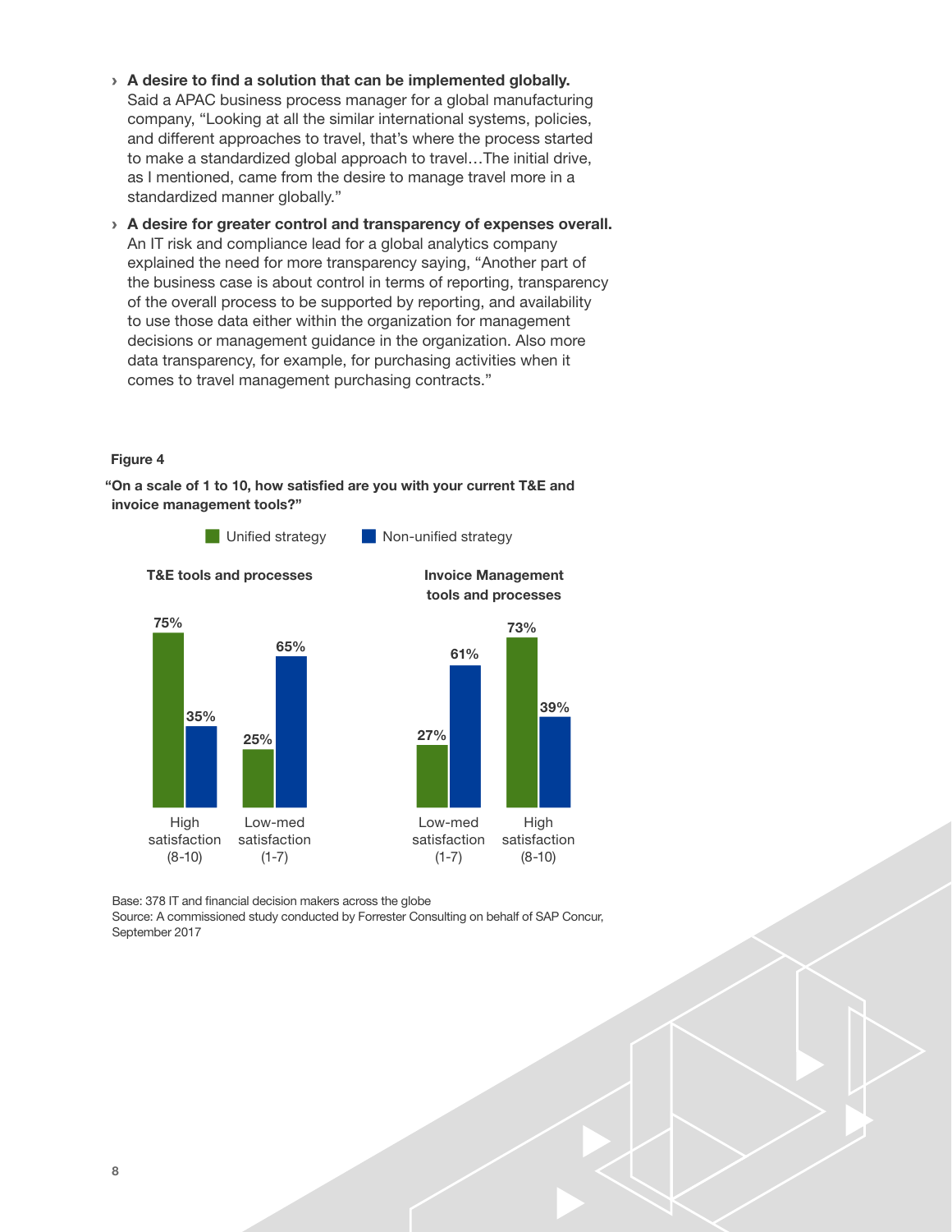- **A desire to find a solution that can be implemented globally.** Said a APAC business process manager for a global manufacturing company, "Looking at all the similar international systems, policies, and different approaches to travel, that's where the process started to make a standardized global approach to travel…The initial drive, as I mentioned, came from the desire to manage travel more in a standardized manner globally."
- **A desire for greater control and transparency of expenses overall.** An IT risk and compliance lead for a global analytics company explained the need for more transparency saying, "Another part of the business case is about control in terms of reporting, transparency of the overall process to be supported by reporting, and availability to use those data either within the organization for management decisions or management guidance in the organization. Also more data transparency, for example, for purchasing activities when it comes to travel management purchasing contracts."

**Figure 4**

**"On a scale of 1 to 10, how satisfied are you with your current T&E and invoice management tools?"**

**T&E tools and processes**

| | Unified strategy | Non-unified strategy |
|---|---|---|
| High satisfaction (8-10) | 75% | 35% |
| Low-med satisfaction (1-7) | 25% | 65% |

**Invoice Management tools and processes**

| | Unified strategy | Non-unified strategy |
|---|---|---|
| Low-med satisfaction (1-7) | 27% | 61% |
| High satisfaction (8-10) | 73% | 39% |

Base: 378 IT and financial decision makers across the globe
Source: A commissioned study conducted by Forrester Consulting on behalf of SAP Concur, September 2017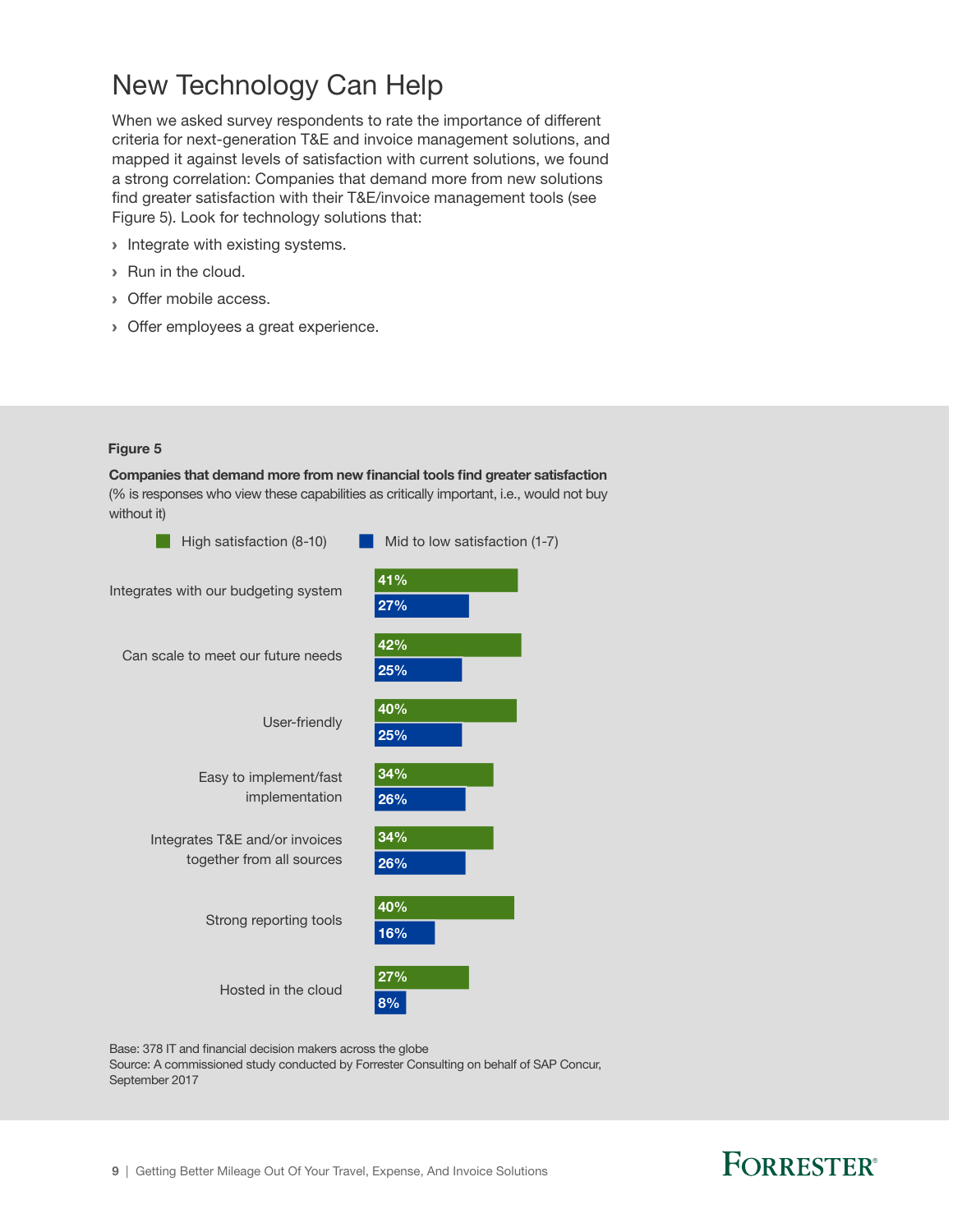# New Technology Can Help

When we asked survey respondents to rate the importance of different criteria for next-generation T&E and invoice management solutions, and mapped it against levels of satisfaction with current solutions, we found a strong correlation: Companies that demand more from new solutions find greater satisfaction with their T&E/invoice management tools (see Figure 5). Look for technology solutions that:

- Integrate with existing systems.
- Run in the cloud.
- Offer mobile access.
- Offer employees a great experience.

**Figure 5**

**Companies that demand more from new financial tools find greater satisfaction**
(% is responses who view these capabilities as critically important, i.e., would not buy without it)

| | High satisfaction (8-10) | Mid to low satisfaction (1-7) |
|---|---|---|
| Integrates with our budgeting system | 41% | 27% |
| Can scale to meet our future needs | 42% | 25% |
| User-friendly | 40% | 25% |
| Easy to implement/fast implementation | 34% | 26% |
| Integrates T&E and/or invoices together from all sources | 34% | 26% |
| Strong reporting tools | 40% | 16% |
| Hosted in the cloud | 27% | 8% |

Base: 378 IT and financial decision makers across the globe
Source: A commissioned study conducted by Forrester Consulting on behalf of SAP Concur, September 2017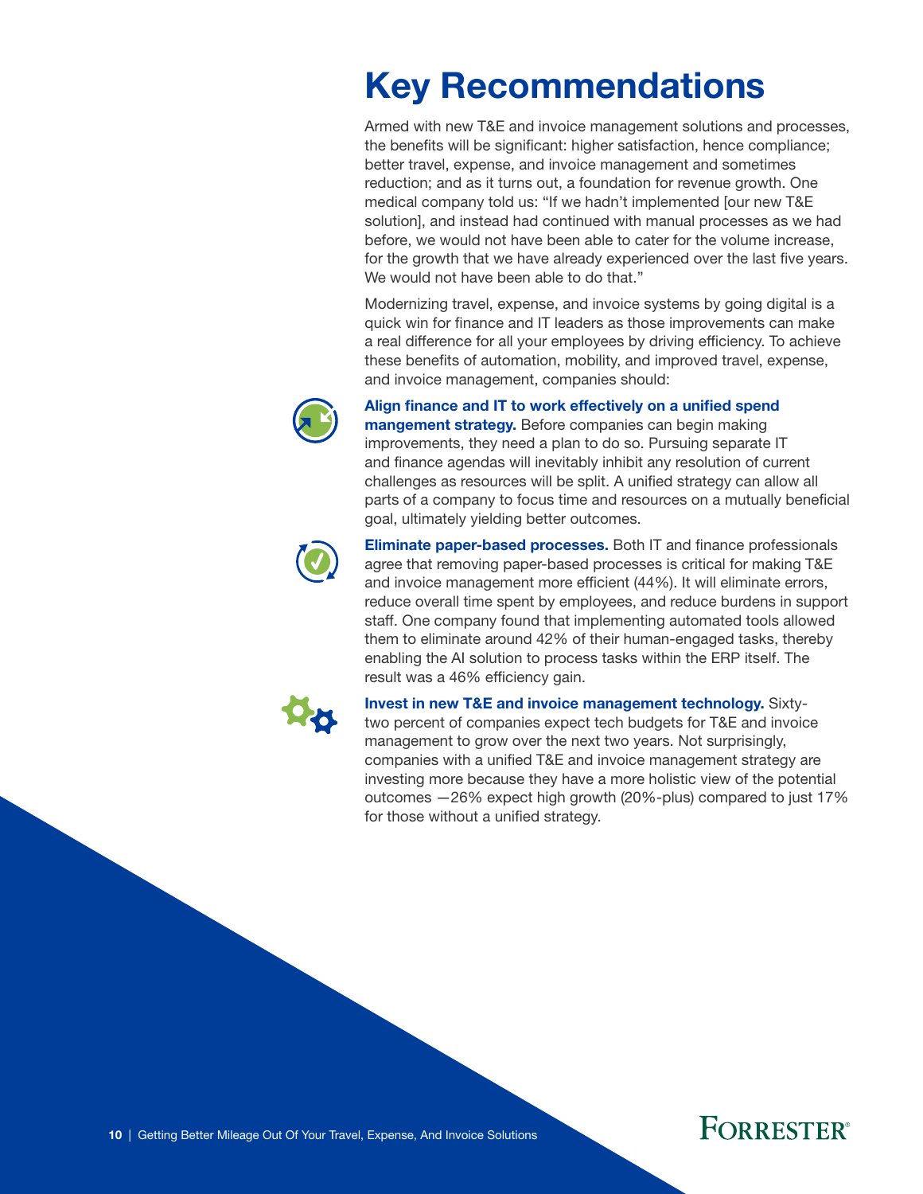# Key Recommendations

Armed with new T&E and invoice management solutions and processes, the benefits will be significant: higher satisfaction, hence compliance; better travel, expense, and invoice management and sometimes reduction; and as it turns out, a foundation for revenue growth. One medical company told us: "If we hadn't implemented [our new T&E solution], and instead had continued with manual processes as we had before, we would not have been able to cater for the volume increase, for the growth that we have already experienced over the last five years. We would not have been able to do that."

Modernizing travel, expense, and invoice systems by going digital is a quick win for finance and IT leaders as those improvements can make a real difference for all your employees by driving efficiency. To achieve these benefits of automation, mobility, and improved travel, expense, and invoice management, companies should:

**Align finance and IT to work effectively on a unified spend mangement strategy.** Before companies can begin making improvements, they need a plan to do so. Pursuing separate IT and finance agendas will inevitably inhibit any resolution of current challenges as resources will be split. A unified strategy can allow all parts of a company to focus time and resources on a mutually beneficial goal, ultimately yielding better outcomes.

**Eliminate paper-based processes.** Both IT and finance professionals agree that removing paper-based processes is critical for making T&E and invoice management more efficient (44%). It will eliminate errors, reduce overall time spent by employees, and reduce burdens in support staff. One company found that implementing automated tools allowed them to eliminate around 42% of their human-engaged tasks, thereby enabling the AI solution to process tasks within the ERP itself. The result was a 46% efficiency gain.

**Invest in new T&E and invoice management technology.** Sixty-two percent of companies expect tech budgets for T&E and invoice management to grow over the next two years. Not surprisingly, companies with a unified T&E and invoice management strategy are investing more because they have a more holistic view of the potential outcomes —26% expect high growth (20%-plus) compared to just 17% for those without a unified strategy.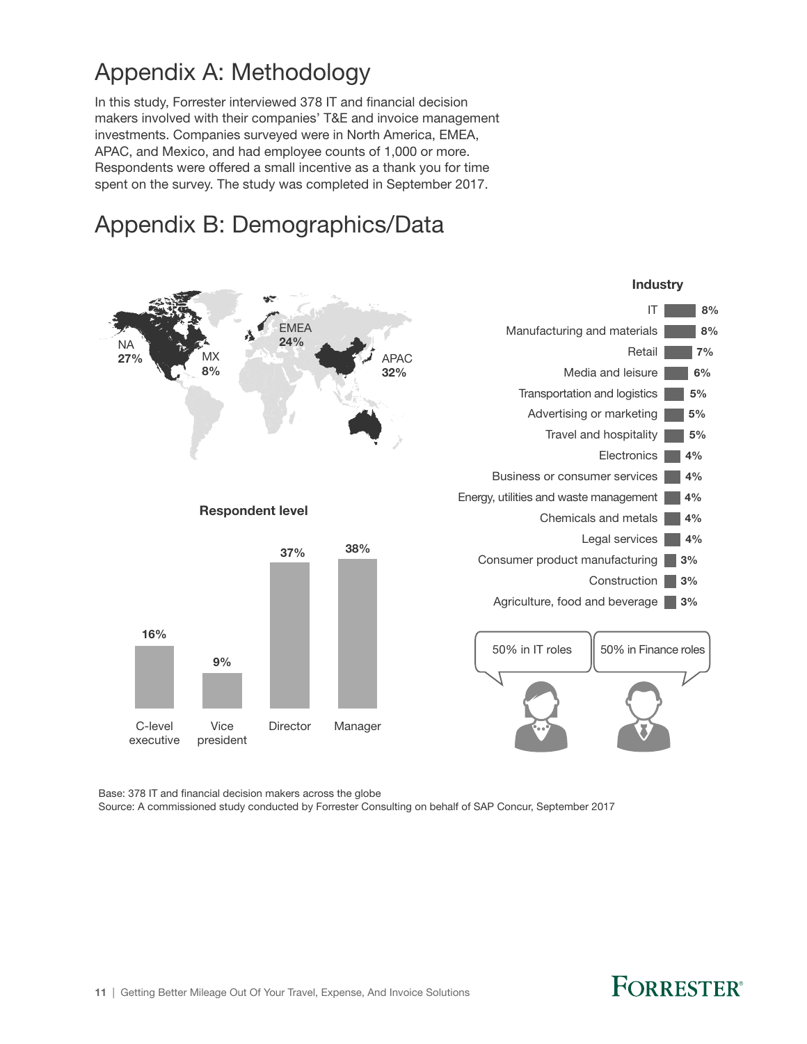# Appendix A: Methodology

In this study, Forrester interviewed 378 IT and financial decision makers involved with their companies' T&E and invoice management investments. Companies surveyed were in North America, EMEA, APAC, and Mexico, and had employee counts of 1,000 or more. Respondents were offered a small incentive as a thank you for time spent on the survey. The study was completed in September 2017.

# Appendix B: Demographics/Data

NA 27%
MX 8%
EMEA 24%
APAC 32%

**Respondent level**

C-level executive 16%
Vice president 9%
Director 37%
Manager 38%

**Industry**

IT 8%
Manufacturing and materials 8%
Retail 7%
Media and leisure 6%
Transportation and logistics 5%
Advertising or marketing 5%
Travel and hospitality 5%
Electronics 4%
Business or consumer services 4%
Energy, utilities and waste management 4%
Chemicals and metals 4%
Legal services 4%
Consumer product manufacturing 3%
Construction 3%
Agriculture, food and beverage 3%

50% in IT roles
50% in Finance roles

Base: 378 IT and financial decision makers across the globe
Source: A commissioned study conducted by Forrester Consulting on behalf of SAP Concur, September 2017